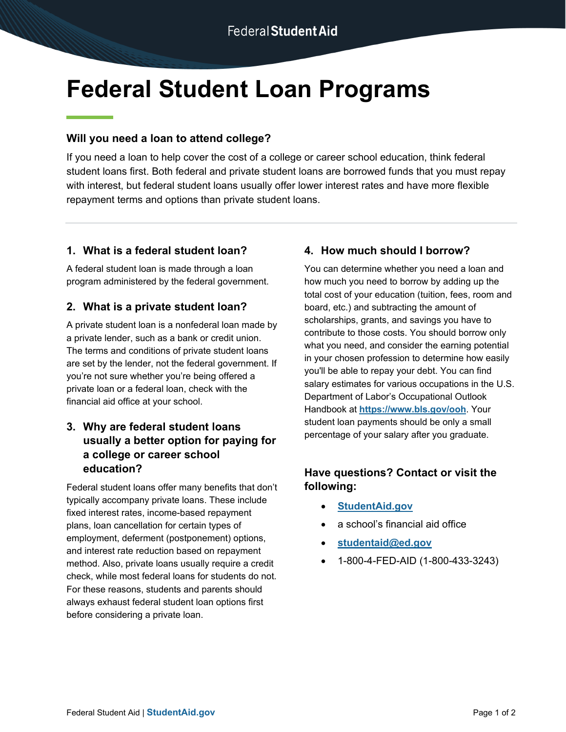# Federal Student Loan Programs

### Will you need a loan to attend college?

If you need a loan to help cover the cost of a college or career school education, think federal student loans first. Both federal and private student loans are borrowed funds that you must repay with interest, but federal student loans usually offer lower interest rates and have more flexible repayment terms and options than private student loans.

---

### 1. What is a federal student loan?

A federal student loan is made through a loan program administered by the federal government.

### 2. What is a private student loan?

A private student loan is a nonfederal loan made by a private lender, such as a bank or credit union. The terms and conditions of private student loans are set by the lender, not the federal government. If you're not sure whether you're being offered a private loan or a federal loan, check with the financial aid office at your school.

### 3. Why are federal student loans usually a better option for paying for a college or career school education?

Federal student loans offer many benefits that don't typically accompany private loans. These include fixed interest rates, income-based repayment plans, loan cancellation for certain types of employment, deferment (postponement) options, and interest rate reduction based on repayment method. Also, private loans usually require a credit check, while most federal loans for students do not. For these reasons, students and parents should always exhaust federal student loan options first before considering a private loan.

### 4. How much should I borrow?

You can determine whether you need a loan and how much you need to borrow by adding up the total cost of your education (tuition, fees, room and board, etc.) and subtracting the amount of scholarships, grants, and savings you have to contribute to those costs. You should borrow only what you need, and consider the earning potential in your chosen profession to determine how easily you'll be able to repay your debt. You can find salary estimates for various occupations in the U.S. Department of Labor's Occupational Outlook Handbook at **https://www.bls.gov/ooh**. Your student loan payments should be only a small percentage of your salary after you graduate.

### Have questions? Contact or visit the following:

- **StudentAid.gov**
- a school's financial aid office
- **studentaid@ed.gov**
- 1-800-4-FED-AID (1-800-433-3243)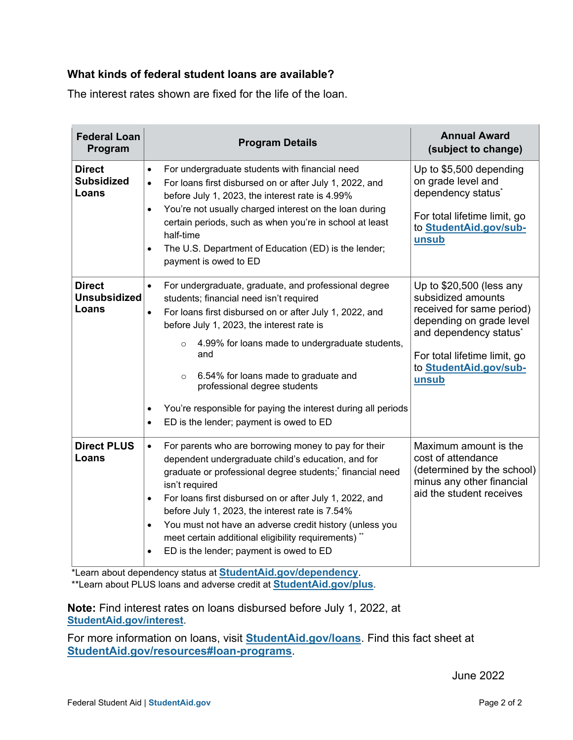### What kinds of federal student loans are available?

The interest rates shown are fixed for the life of the loan.

| Federal Loan Program | Program Details | Annual Award (subject to change) |
|---|---|---|
| **Direct Subsidized Loans** | • For undergraduate students with financial need<br>• For loans first disbursed on or after July 1, 2022, and before July 1, 2023, the interest rate is 4.99%<br>• You're not usually charged interest on the loan during certain periods, such as when you're in school at least half-time<br>• The U.S. Department of Education (ED) is the lender; payment is owed to ED | Up to $5,500 depending on grade level and dependency status*<br><br>For total lifetime limit, go to **StudentAid.gov/sub-unsub** |
| **Direct Unsubsidized Loans** | • For undergraduate, graduate, and professional degree students; financial need isn't required<br>• For loans first disbursed on or after July 1, 2022, and before July 1, 2023, the interest rate is<br>  ○ 4.99% for loans made to undergraduate students, and<br>  ○ 6.54% for loans made to graduate and professional degree students<br>• You're responsible for paying the interest during all periods<br>• ED is the lender; payment is owed to ED | Up to $20,500 (less any subsidized amounts received for same period) depending on grade level and dependency status*<br><br>For total lifetime limit, go to **StudentAid.gov/sub-unsub** |
| **Direct PLUS Loans** | • For parents who are borrowing money to pay for their dependent undergraduate child's education, and for graduate or professional degree students;* financial need isn't required<br>• For loans first disbursed on or after July 1, 2022, and before July 1, 2023, the interest rate is 7.54%<br>• You must not have an adverse credit history (unless you meet certain additional eligibility requirements) **<br>• ED is the lender; payment is owed to ED | Maximum amount is the cost of attendance (determined by the school) minus any other financial aid the student receives |

*Learn about dependency status at **StudentAid.gov/dependency**.
**Learn about PLUS loans and adverse credit at **StudentAid.gov/plus**.

**Note:** Find interest rates on loans disbursed before July 1, 2022, at **StudentAid.gov/interest**.

For more information on loans, visit **StudentAid.gov/loans**. Find this fact sheet at **StudentAid.gov/resources#loan-programs**.

June 2022